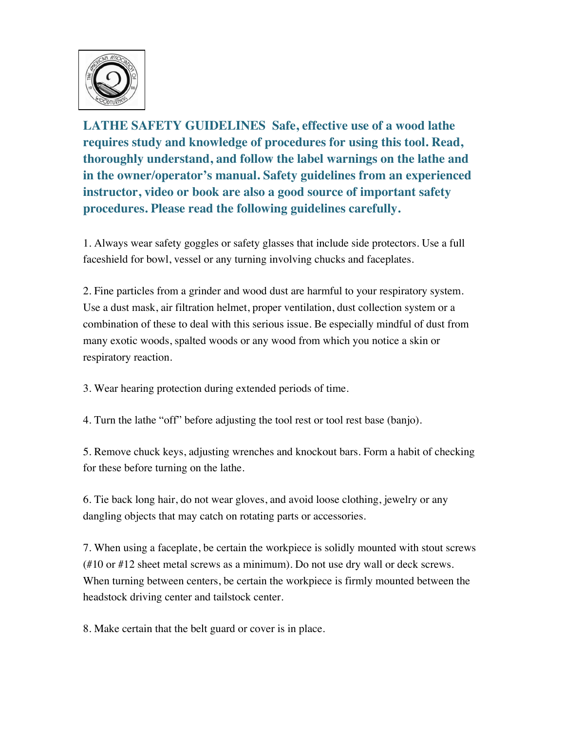**LATHE SAFETY GUIDELINES** **Safe, effective use of a wood lathe requires study and knowledge of procedures for using this tool. Read, thoroughly understand, and follow the label warnings on the lathe and in the owner/operator's manual. Safety guidelines from an experienced instructor, video or book are also a good source of important safety procedures. Please read the following guidelines carefully.**

1. Always wear safety goggles or safety glasses that include side protectors. Use a full faceshield for bowl, vessel or any turning involving chucks and faceplates.

2. Fine particles from a grinder and wood dust are harmful to your respiratory system. Use a dust mask, air filtration helmet, proper ventilation, dust collection system or a combination of these to deal with this serious issue. Be especially mindful of dust from many exotic woods, spalted woods or any wood from which you notice a skin or respiratory reaction.

3. Wear hearing protection during extended periods of time.

4. Turn the lathe "off" before adjusting the tool rest or tool rest base (banjo).

5. Remove chuck keys, adjusting wrenches and knockout bars. Form a habit of checking for these before turning on the lathe.

6. Tie back long hair, do not wear gloves, and avoid loose clothing, jewelry or any dangling objects that may catch on rotating parts or accessories.

7. When using a faceplate, be certain the workpiece is solidly mounted with stout screws (#10 or #12 sheet metal screws as a minimum). Do not use dry wall or deck screws. When turning between centers, be certain the workpiece is firmly mounted between the headstock driving center and tailstock center.

8. Make certain that the belt guard or cover is in place.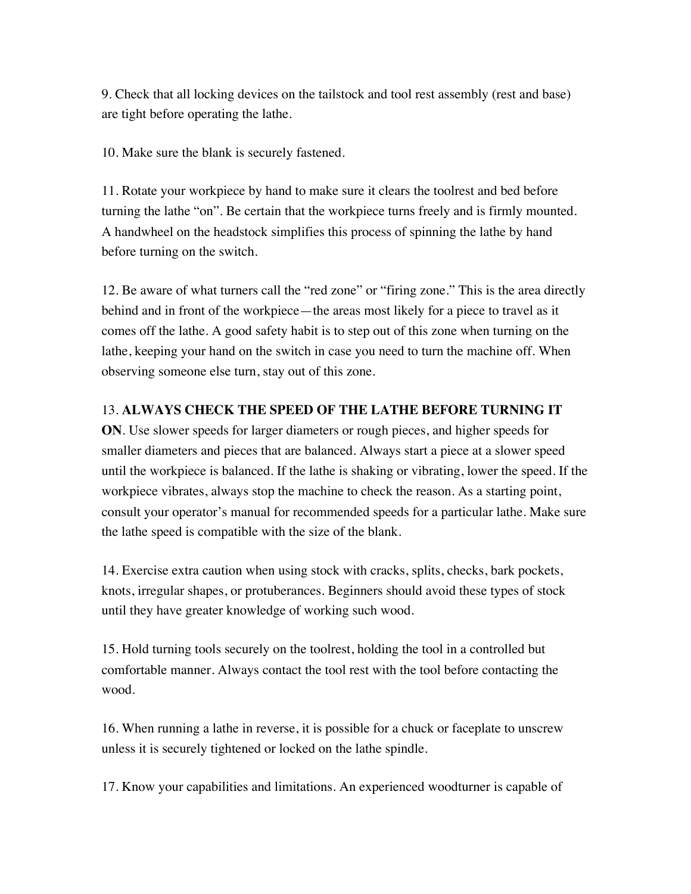9. Check that all locking devices on the tailstock and tool rest assembly (rest and base) are tight before operating the lathe.

10. Make sure the blank is securely fastened.

11. Rotate your workpiece by hand to make sure it clears the toolrest and bed before turning the lathe "on". Be certain that the workpiece turns freely and is firmly mounted. A handwheel on the headstock simplifies this process of spinning the lathe by hand before turning on the switch.

12. Be aware of what turners call the "red zone" or "firing zone." This is the area directly behind and in front of the workpiece—the areas most likely for a piece to travel as it comes off the lathe. A good safety habit is to step out of this zone when turning on the lathe, keeping your hand on the switch in case you need to turn the machine off. When observing someone else turn, stay out of this zone.

13. **ALWAYS CHECK THE SPEED OF THE LATHE BEFORE TURNING IT ON**. Use slower speeds for larger diameters or rough pieces, and higher speeds for smaller diameters and pieces that are balanced. Always start a piece at a slower speed until the workpiece is balanced. If the lathe is shaking or vibrating, lower the speed. If the workpiece vibrates, always stop the machine to check the reason. As a starting point, consult your operator's manual for recommended speeds for a particular lathe. Make sure the lathe speed is compatible with the size of the blank.

14. Exercise extra caution when using stock with cracks, splits, checks, bark pockets, knots, irregular shapes, or protuberances. Beginners should avoid these types of stock until they have greater knowledge of working such wood.

15. Hold turning tools securely on the toolrest, holding the tool in a controlled but comfortable manner. Always contact the tool rest with the tool before contacting the wood.

16. When running a lathe in reverse, it is possible for a chuck or faceplate to unscrew unless it is securely tightened or locked on the lathe spindle.

17. Know your capabilities and limitations. An experienced woodturner is capable of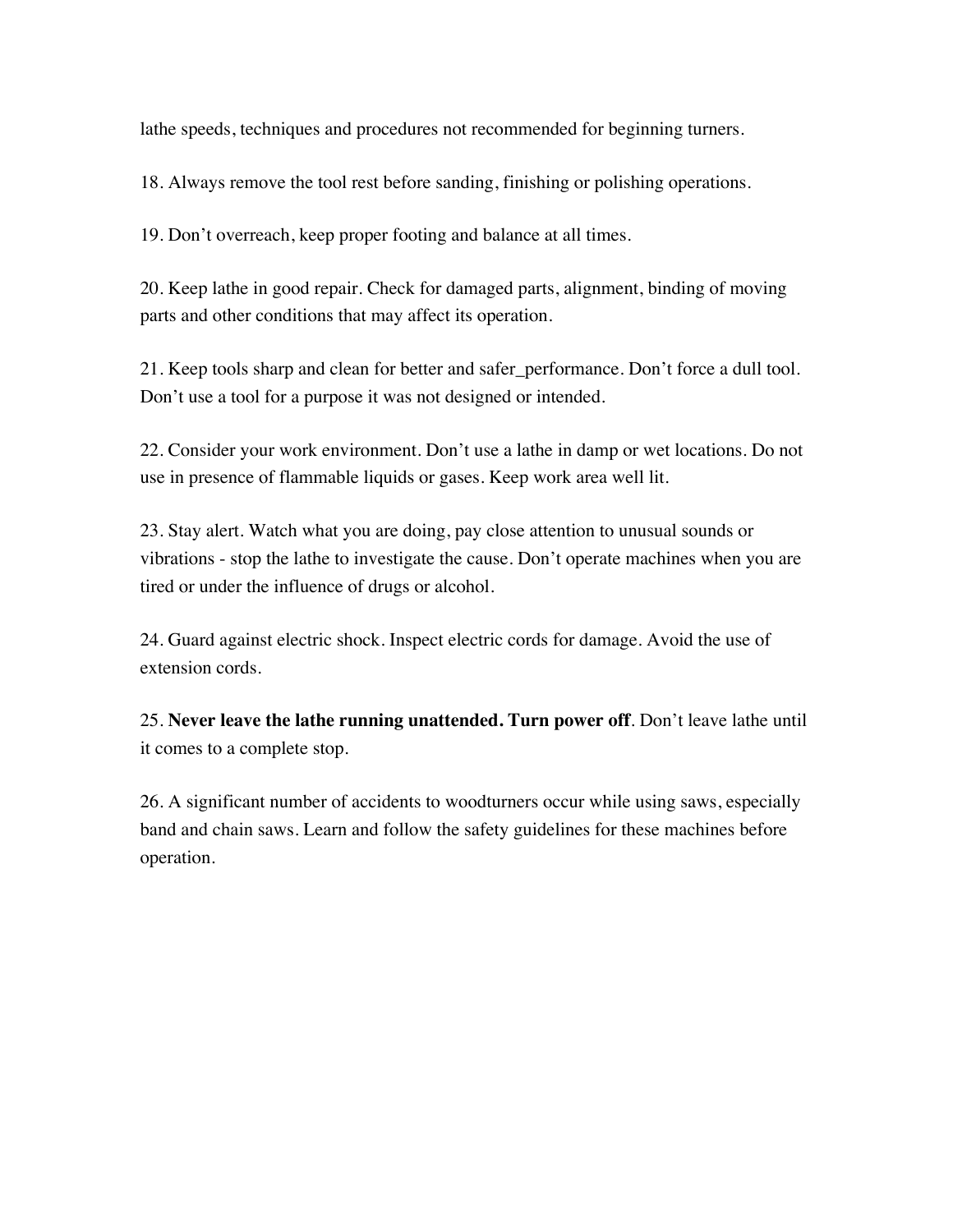lathe speeds, techniques and procedures not recommended for beginning turners.

18. Always remove the tool rest before sanding, finishing or polishing operations.

19. Don't overreach, keep proper footing and balance at all times.

20. Keep lathe in good repair. Check for damaged parts, alignment, binding of moving parts and other conditions that may affect its operation.

21. Keep tools sharp and clean for better and safer_performance. Don't force a dull tool. Don't use a tool for a purpose it was not designed or intended.

22. Consider your work environment. Don't use a lathe in damp or wet locations. Do not use in presence of flammable liquids or gases. Keep work area well lit.

23. Stay alert. Watch what you are doing, pay close attention to unusual sounds or vibrations - stop the lathe to investigate the cause. Don't operate machines when you are tired or under the influence of drugs or alcohol.

24. Guard against electric shock. Inspect electric cords for damage. Avoid the use of extension cords.

25. **Never leave the lathe running unattended. Turn power off**. Don't leave lathe until it comes to a complete stop.

26. A significant number of accidents to woodturners occur while using saws, especially band and chain saws. Learn and follow the safety guidelines for these machines before operation.